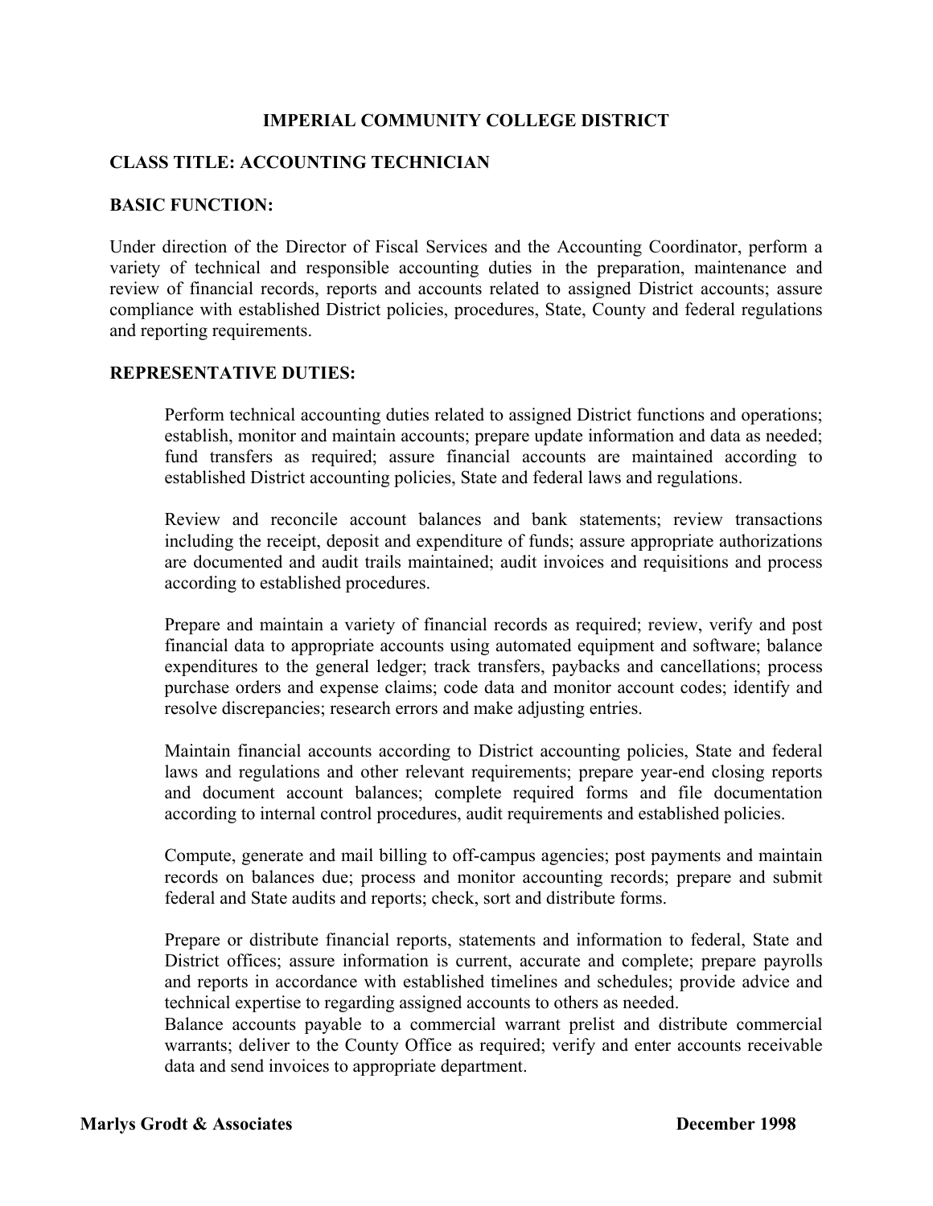# IMPERIAL COMMUNITY COLLEGE DISTRICT

## CLASS TITLE: ACCOUNTING TECHNICIAN

### BASIC FUNCTION:

Under direction of the Director of Fiscal Services and the Accounting Coordinator, perform a variety of technical and responsible accounting duties in the preparation, maintenance and review of financial records, reports and accounts related to assigned District accounts; assure compliance with established District policies, procedures, State, County and federal regulations and reporting requirements.

### REPRESENTATIVE DUTIES:

Perform technical accounting duties related to assigned District functions and operations; establish, monitor and maintain accounts; prepare update information and data as needed; fund transfers as required; assure financial accounts are maintained according to established District accounting policies, State and federal laws and regulations.

Review and reconcile account balances and bank statements; review transactions including the receipt, deposit and expenditure of funds; assure appropriate authorizations are documented and audit trails maintained; audit invoices and requisitions and process according to established procedures.

Prepare and maintain a variety of financial records as required; review, verify and post financial data to appropriate accounts using automated equipment and software; balance expenditures to the general ledger; track transfers, paybacks and cancellations; process purchase orders and expense claims; code data and monitor account codes; identify and resolve discrepancies; research errors and make adjusting entries.

Maintain financial accounts according to District accounting policies, State and federal laws and regulations and other relevant requirements; prepare year-end closing reports and document account balances; complete required forms and file documentation according to internal control procedures, audit requirements and established policies.

Compute, generate and mail billing to off-campus agencies; post payments and maintain records on balances due; process and monitor accounting records; prepare and submit federal and State audits and reports; check, sort and distribute forms.

Prepare or distribute financial reports, statements and information to federal, State and District offices; assure information is current, accurate and complete; prepare payrolls and reports in accordance with established timelines and schedules; provide advice and technical expertise to regarding assigned accounts to others as needed.

Balance accounts payable to a commercial warrant prelist and distribute commercial warrants; deliver to the County Office as required; verify and enter accounts receivable data and send invoices to appropriate department.

**Marlys Grodt & Associates** **December 1998**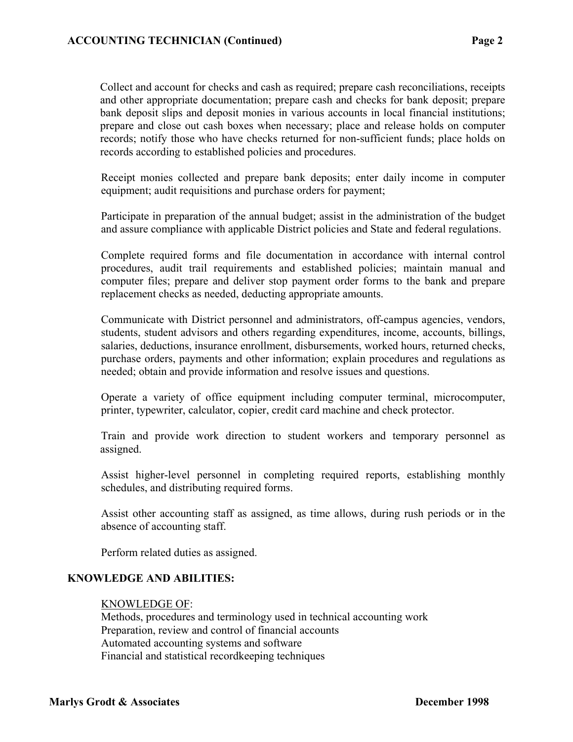Collect and account for checks and cash as required; prepare cash reconciliations, receipts and other appropriate documentation; prepare cash and checks for bank deposit; prepare bank deposit slips and deposit monies in various accounts in local financial institutions; prepare and close out cash boxes when necessary; place and release holds on computer records; notify those who have checks returned for non-sufficient funds; place holds on records according to established policies and procedures.

Receipt monies collected and prepare bank deposits; enter daily income in computer equipment; audit requisitions and purchase orders for payment;

Participate in preparation of the annual budget; assist in the administration of the budget and assure compliance with applicable District policies and State and federal regulations.

Complete required forms and file documentation in accordance with internal control procedures, audit trail requirements and established policies; maintain manual and computer files; prepare and deliver stop payment order forms to the bank and prepare replacement checks as needed, deducting appropriate amounts.

Communicate with District personnel and administrators, off-campus agencies, vendors, students, student advisors and others regarding expenditures, income, accounts, billings, salaries, deductions, insurance enrollment, disbursements, worked hours, returned checks, purchase orders, payments and other information; explain procedures and regulations as needed; obtain and provide information and resolve issues and questions.

Operate a variety of office equipment including computer terminal, microcomputer, printer, typewriter, calculator, copier, credit card machine and check protector.

Train and provide work direction to student workers and temporary personnel as assigned.

Assist higher-level personnel in completing required reports, establishing monthly schedules, and distributing required forms.

Assist other accounting staff as assigned, as time allows, during rush periods or in the absence of accounting staff.

Perform related duties as assigned.

## KNOWLEDGE AND ABILITIES:

KNOWLEDGE OF:

Methods, procedures and terminology used in technical accounting work
Preparation, review and control of financial accounts
Automated accounting systems and software
Financial and statistical recordkeeping techniques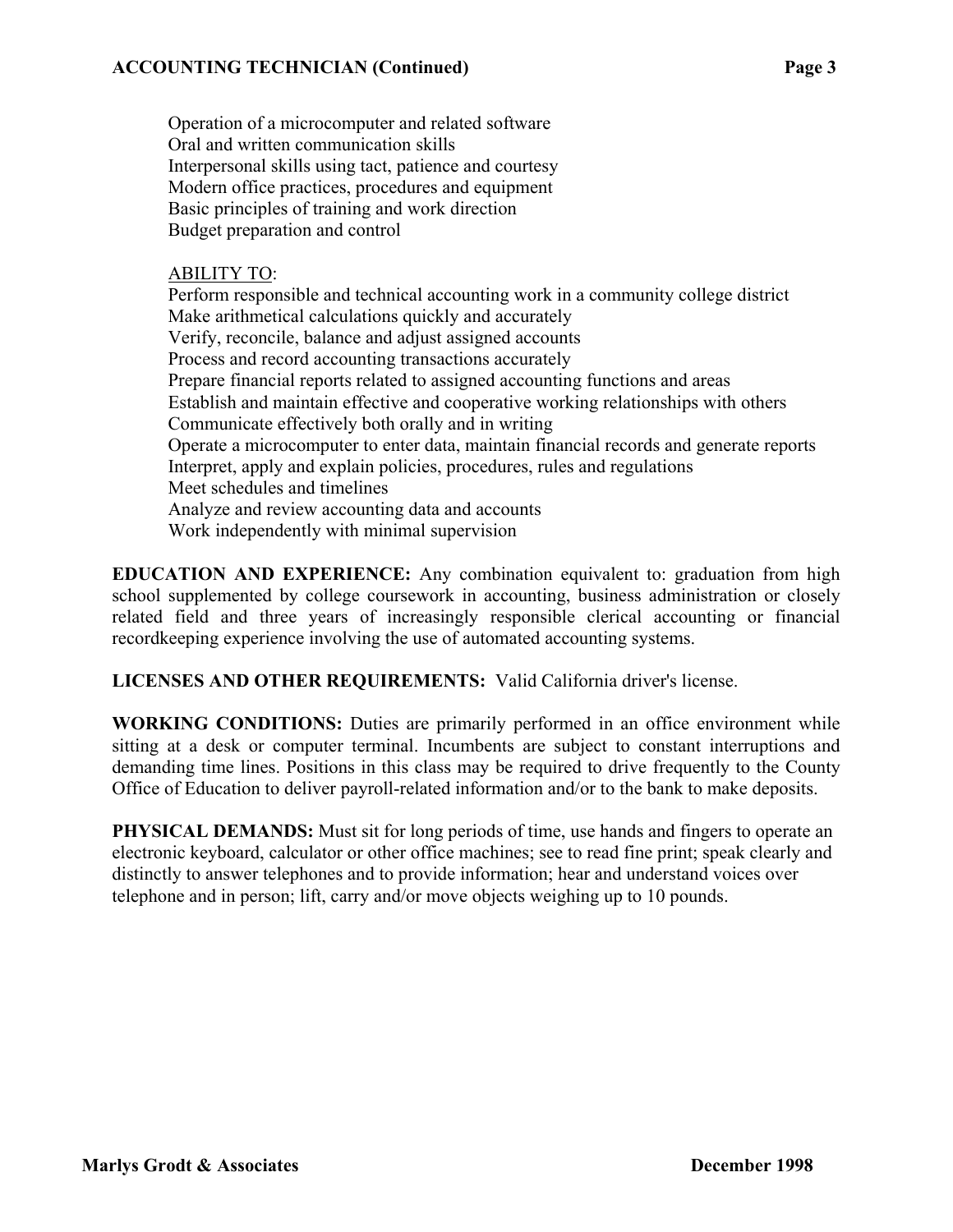Operation of a microcomputer and related software
Oral and written communication skills
Interpersonal skills using tact, patience and courtesy
Modern office practices, procedures and equipment
Basic principles of training and work direction
Budget preparation and control

<u>ABILITY TO</u>:
Perform responsible and technical accounting work in a community college district
Make arithmetical calculations quickly and accurately
Verify, reconcile, balance and adjust assigned accounts
Process and record accounting transactions accurately
Prepare financial reports related to assigned accounting functions and areas
Establish and maintain effective and cooperative working relationships with others
Communicate effectively both orally and in writing
Operate a microcomputer to enter data, maintain financial records and generate reports
Interpret, apply and explain policies, procedures, rules and regulations
Meet schedules and timelines
Analyze and review accounting data and accounts
Work independently with minimal supervision

**EDUCATION AND EXPERIENCE:** Any combination equivalent to: graduation from high school supplemented by college coursework in accounting, business administration or closely related field and three years of increasingly responsible clerical accounting or financial recordkeeping experience involving the use of automated accounting systems.

**LICENSES AND OTHER REQUIREMENTS:** Valid California driver's license.

**WORKING CONDITIONS:** Duties are primarily performed in an office environment while sitting at a desk or computer terminal. Incumbents are subject to constant interruptions and demanding time lines. Positions in this class may be required to drive frequently to the County Office of Education to deliver payroll-related information and/or to the bank to make deposits.

**PHYSICAL DEMANDS:** Must sit for long periods of time, use hands and fingers to operate an electronic keyboard, calculator or other office machines; see to read fine print; speak clearly and distinctly to answer telephones and to provide information; hear and understand voices over telephone and in person; lift, carry and/or move objects weighing up to 10 pounds.